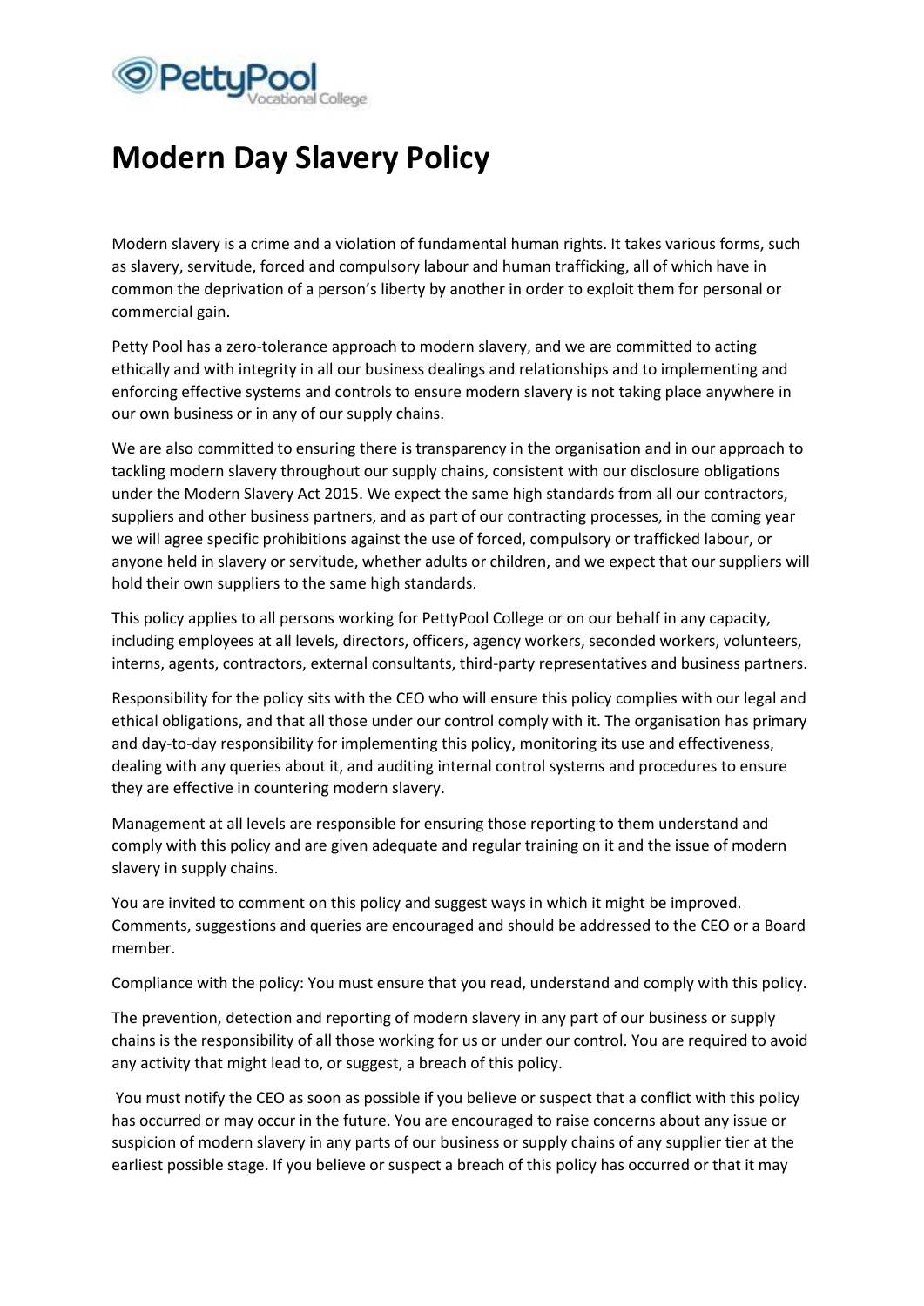# Modern Day Slavery Policy

Modern slavery is a crime and a violation of fundamental human rights. It takes various forms, such as slavery, servitude, forced and compulsory labour and human trafficking, all of which have in common the deprivation of a person's liberty by another in order to exploit them for personal or commercial gain.

Petty Pool has a zero-tolerance approach to modern slavery, and we are committed to acting ethically and with integrity in all our business dealings and relationships and to implementing and enforcing effective systems and controls to ensure modern slavery is not taking place anywhere in our own business or in any of our supply chains.

We are also committed to ensuring there is transparency in the organisation and in our approach to tackling modern slavery throughout our supply chains, consistent with our disclosure obligations under the Modern Slavery Act 2015. We expect the same high standards from all our contractors, suppliers and other business partners, and as part of our contracting processes, in the coming year we will agree specific prohibitions against the use of forced, compulsory or trafficked labour, or anyone held in slavery or servitude, whether adults or children, and we expect that our suppliers will hold their own suppliers to the same high standards.

This policy applies to all persons working for PettyPool College or on our behalf in any capacity, including employees at all levels, directors, officers, agency workers, seconded workers, volunteers, interns, agents, contractors, external consultants, third-party representatives and business partners.

Responsibility for the policy sits with the CEO who will ensure this policy complies with our legal and ethical obligations, and that all those under our control comply with it. The organisation has primary and day-to-day responsibility for implementing this policy, monitoring its use and effectiveness, dealing with any queries about it, and auditing internal control systems and procedures to ensure they are effective in countering modern slavery.

Management at all levels are responsible for ensuring those reporting to them understand and comply with this policy and are given adequate and regular training on it and the issue of modern slavery in supply chains.

You are invited to comment on this policy and suggest ways in which it might be improved. Comments, suggestions and queries are encouraged and should be addressed to the CEO or a Board member.

Compliance with the policy: You must ensure that you read, understand and comply with this policy.

The prevention, detection and reporting of modern slavery in any part of our business or supply chains is the responsibility of all those working for us or under our control. You are required to avoid any activity that might lead to, or suggest, a breach of this policy.

You must notify the CEO as soon as possible if you believe or suspect that a conflict with this policy has occurred or may occur in the future. You are encouraged to raise concerns about any issue or suspicion of modern slavery in any parts of our business or supply chains of any supplier tier at the earliest possible stage. If you believe or suspect a breach of this policy has occurred or that it may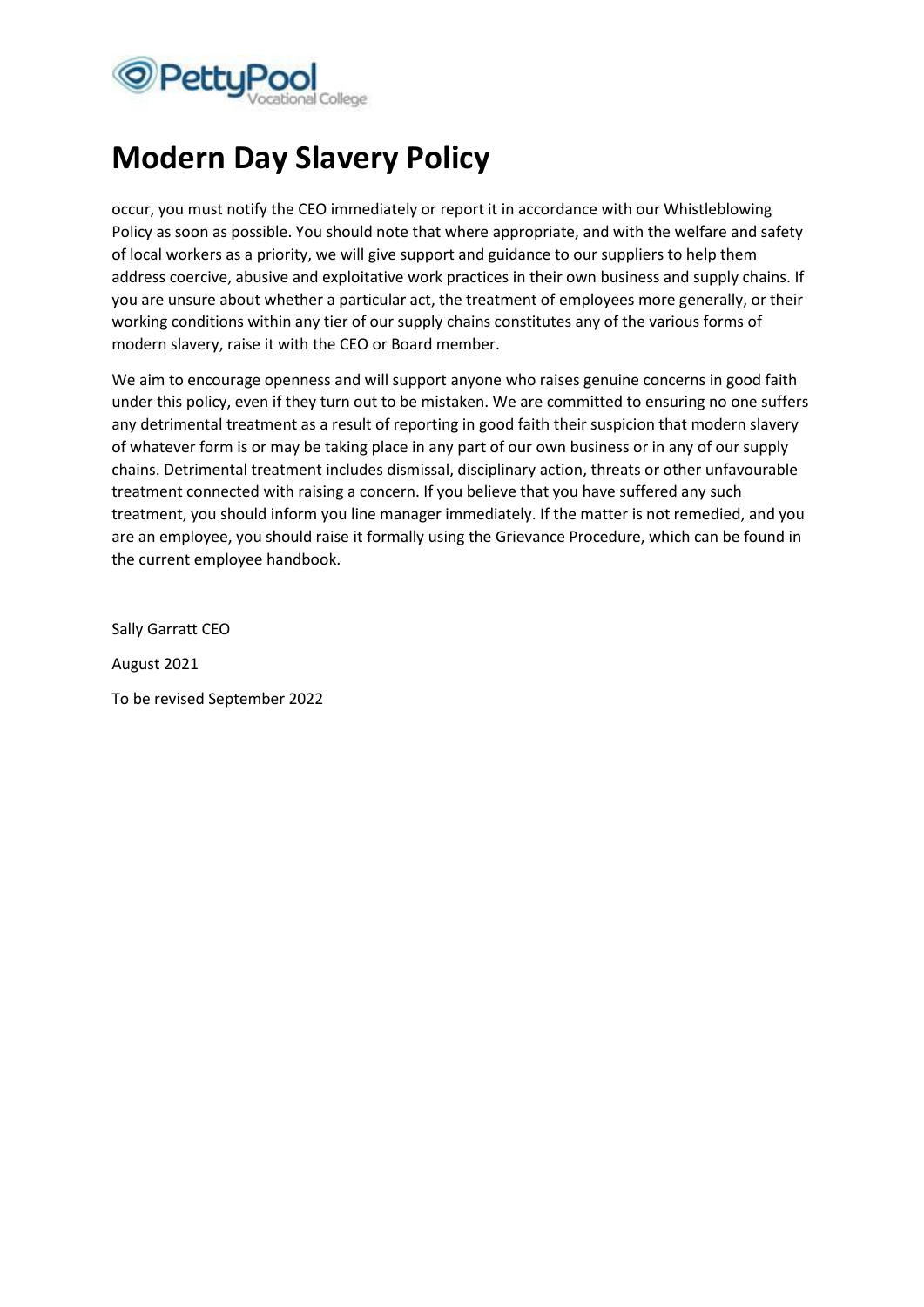# Modern Day Slavery Policy

occur, you must notify the CEO immediately or report it in accordance with our Whistleblowing Policy as soon as possible. You should note that where appropriate, and with the welfare and safety of local workers as a priority, we will give support and guidance to our suppliers to help them address coercive, abusive and exploitative work practices in their own business and supply chains. If you are unsure about whether a particular act, the treatment of employees more generally, or their working conditions within any tier of our supply chains constitutes any of the various forms of modern slavery, raise it with the CEO or Board member.

We aim to encourage openness and will support anyone who raises genuine concerns in good faith under this policy, even if they turn out to be mistaken. We are committed to ensuring no one suffers any detrimental treatment as a result of reporting in good faith their suspicion that modern slavery of whatever form is or may be taking place in any part of our own business or in any of our supply chains. Detrimental treatment includes dismissal, disciplinary action, threats or other unfavourable treatment connected with raising a concern. If you believe that you have suffered any such treatment, you should inform you line manager immediately. If the matter is not remedied, and you are an employee, you should raise it formally using the Grievance Procedure, which can be found in the current employee handbook.

Sally Garratt CEO

August 2021

To be revised September 2022